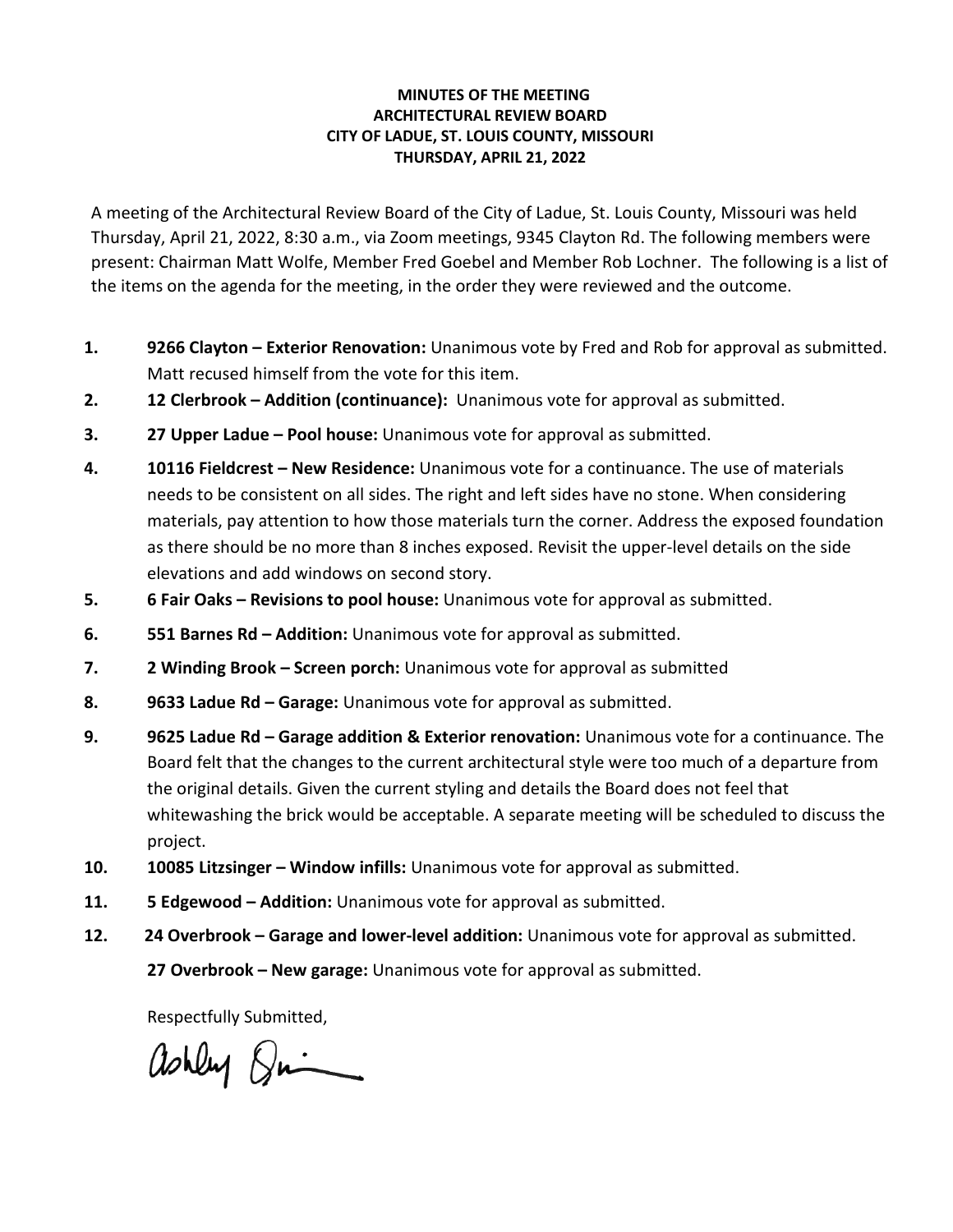**MINUTES OF THE MEETING**
**ARCHITECTURAL REVIEW BOARD**
**CITY OF LADUE, ST. LOUIS COUNTY, MISSOURI**
**THURSDAY, APRIL 21, 2022**

A meeting of the Architectural Review Board of the City of Ladue, St. Louis County, Missouri was held Thursday, April 21, 2022, 8:30 a.m., via Zoom meetings, 9345 Clayton Rd. The following members were present: Chairman Matt Wolfe, Member Fred Goebel and Member Rob Lochner. The following is a list of the items on the agenda for the meeting, in the order they were reviewed and the outcome.

1. **9266 Clayton – Exterior Renovation:** Unanimous vote by Fred and Rob for approval as submitted. Matt recused himself from the vote for this item.
2. **12 Clerbrook – Addition (continuance):** Unanimous vote for approval as submitted.
3. **27 Upper Ladue – Pool house:** Unanimous vote for approval as submitted.
4. **10116 Fieldcrest – New Residence:** Unanimous vote for a continuance. The use of materials needs to be consistent on all sides. The right and left sides have no stone. When considering materials, pay attention to how those materials turn the corner. Address the exposed foundation as there should be no more than 8 inches exposed. Revisit the upper-level details on the side elevations and add windows on second story.
5. **6 Fair Oaks – Revisions to pool house:** Unanimous vote for approval as submitted.
6. **551 Barnes Rd – Addition:** Unanimous vote for approval as submitted.
7. **2 Winding Brook – Screen porch:** Unanimous vote for approval as submitted
8. **9633 Ladue Rd – Garage:** Unanimous vote for approval as submitted.
9. **9625 Ladue Rd – Garage addition & Exterior renovation:** Unanimous vote for a continuance. The Board felt that the changes to the current architectural style were too much of a departure from the original details. Given the current styling and details the Board does not feel that whitewashing the brick would be acceptable. A separate meeting will be scheduled to discuss the project.
10. **10085 Litzsinger – Window infills:** Unanimous vote for approval as submitted.
11. **5 Edgewood – Addition:** Unanimous vote for approval as submitted.
12. **24 Overbrook – Garage and lower-level addition:** Unanimous vote for approval as submitted.

    **27 Overbrook – New garage:** Unanimous vote for approval as submitted.

Respectfully Submitted,

Ashley Quinn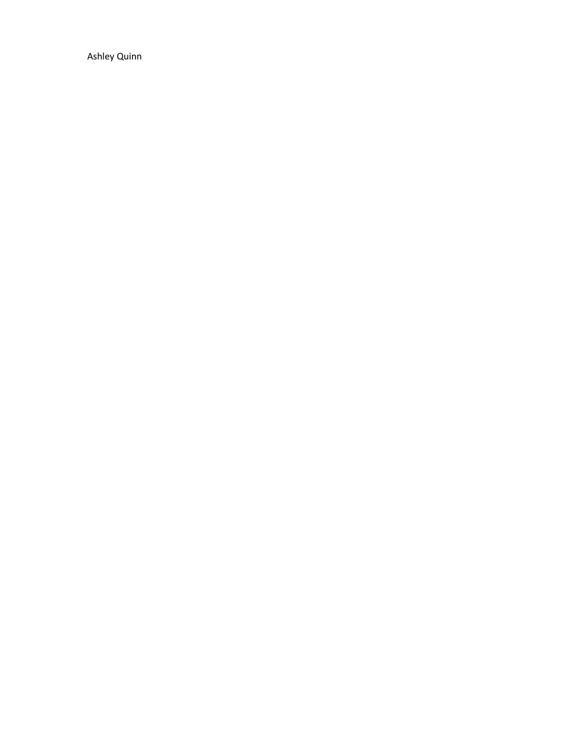Ashley Quinn